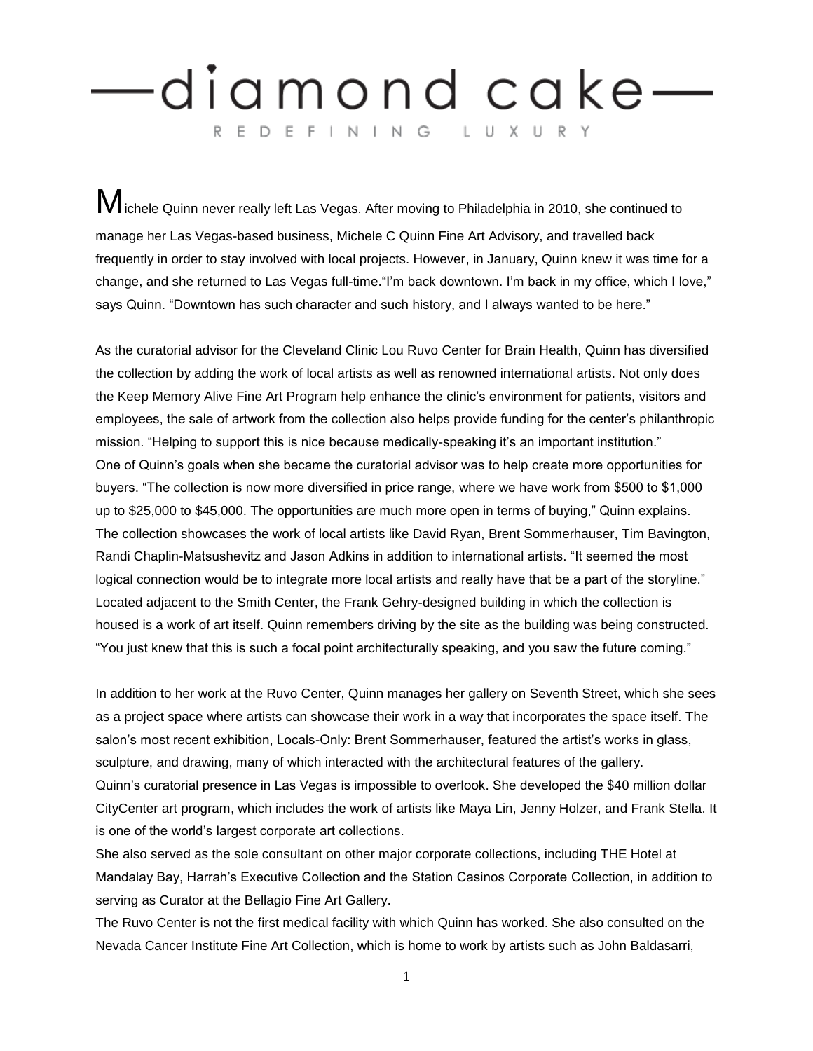# —diamond cake—

REDEFINING LUXURY

Michele Quinn never really left Las Vegas. After moving to Philadelphia in 2010, she continued to manage her Las Vegas-based business, Michele C Quinn Fine Art Advisory, and travelled back frequently in order to stay involved with local projects. However, in January, Quinn knew it was time for a change, and she returned to Las Vegas full-time."I'm back downtown. I'm back in my office, which I love," says Quinn. "Downtown has such character and such history, and I always wanted to be here."

As the curatorial advisor for the Cleveland Clinic Lou Ruvo Center for Brain Health, Quinn has diversified the collection by adding the work of local artists as well as renowned international artists. Not only does the Keep Memory Alive Fine Art Program help enhance the clinic's environment for patients, visitors and employees, the sale of artwork from the collection also helps provide funding for the center's philanthropic mission. "Helping to support this is nice because medically-speaking it's an important institution."

One of Quinn's goals when she became the curatorial advisor was to help create more opportunities for buyers. "The collection is now more diversified in price range, where we have work from $500 to $1,000 up to $25,000 to $45,000. The opportunities are much more open in terms of buying," Quinn explains.

The collection showcases the work of local artists like David Ryan, Brent Sommerhauser, Tim Bavington, Randi Chaplin-Matsushevitz and Jason Adkins in addition to international artists. "It seemed the most logical connection would be to integrate more local artists and really have that be a part of the storyline."

Located adjacent to the Smith Center, the Frank Gehry-designed building in which the collection is housed is a work of art itself. Quinn remembers driving by the site as the building was being constructed. "You just knew that this is such a focal point architecturally speaking, and you saw the future coming."

In addition to her work at the Ruvo Center, Quinn manages her gallery on Seventh Street, which she sees as a project space where artists can showcase their work in a way that incorporates the space itself. The salon's most recent exhibition, Locals-Only: Brent Sommerhauser, featured the artist's works in glass, sculpture, and drawing, many of which interacted with the architectural features of the gallery.

Quinn's curatorial presence in Las Vegas is impossible to overlook. She developed the $40 million dollar CityCenter art program, which includes the work of artists like Maya Lin, Jenny Holzer, and Frank Stella. It is one of the world's largest corporate art collections.

She also served as the sole consultant on other major corporate collections, including THE Hotel at Mandalay Bay, Harrah's Executive Collection and the Station Casinos Corporate Collection, in addition to serving as Curator at the Bellagio Fine Art Gallery.

The Ruvo Center is not the first medical facility with which Quinn has worked. She also consulted on the Nevada Cancer Institute Fine Art Collection, which is home to work by artists such as John Baldasarri,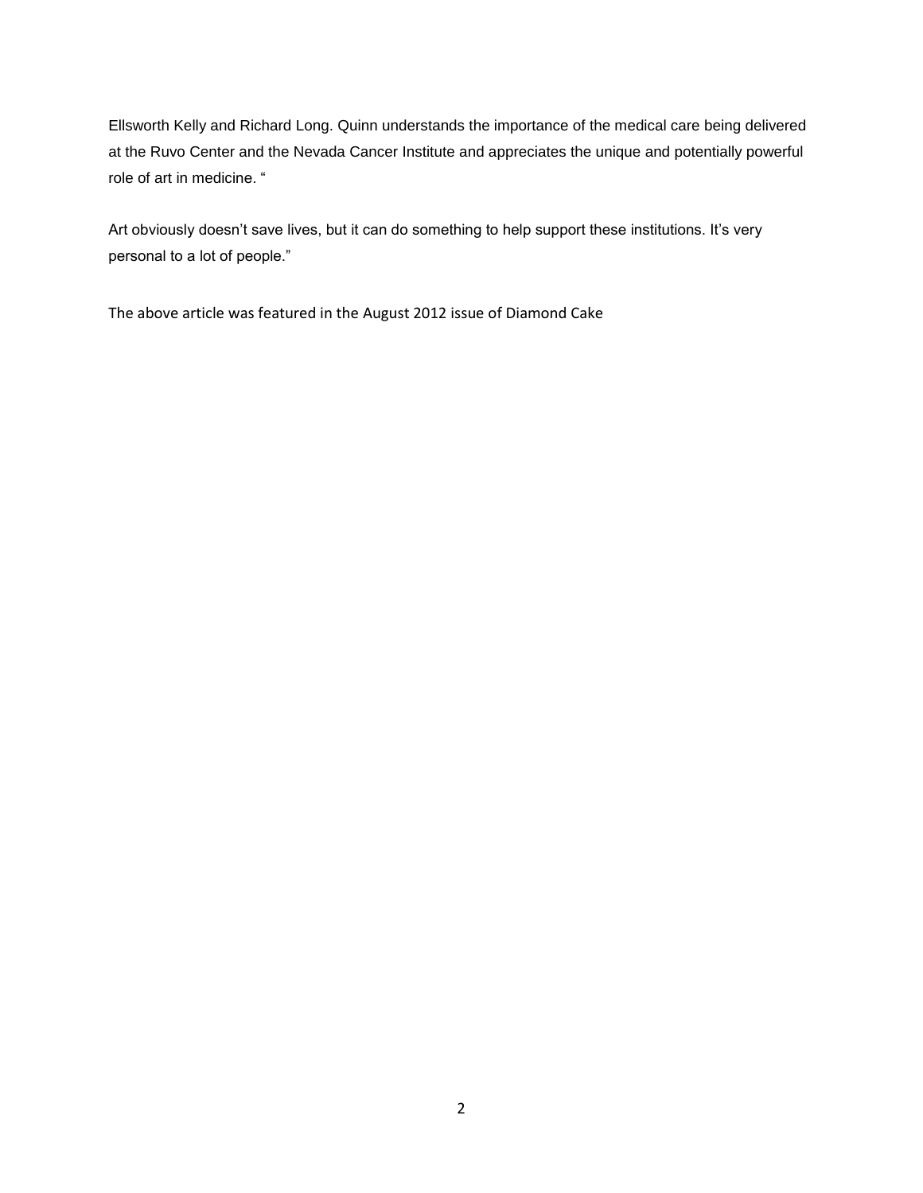Ellsworth Kelly and Richard Long. Quinn understands the importance of the medical care being delivered at the Ruvo Center and the Nevada Cancer Institute and appreciates the unique and potentially powerful role of art in medicine. "

Art obviously doesn't save lives, but it can do something to help support these institutions. It's very personal to a lot of people."

The above article was featured in the August 2012 issue of Diamond Cake